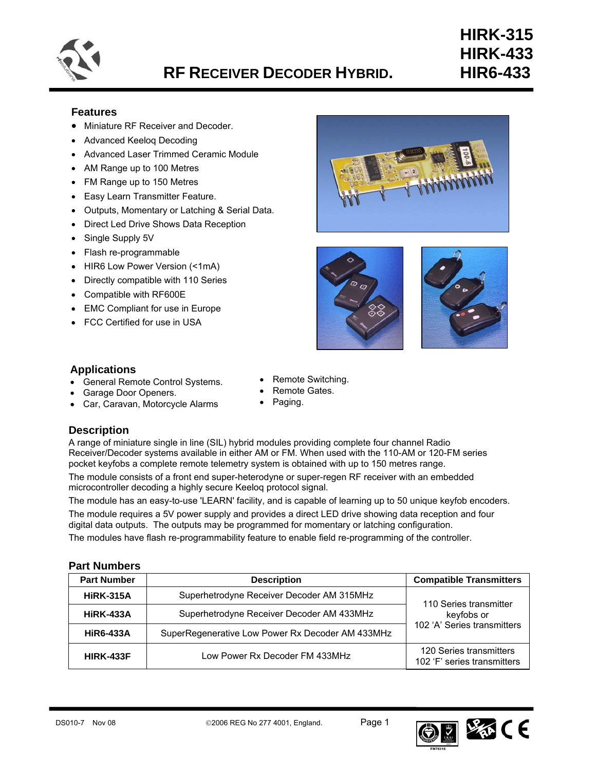# RF RECEIVER DECODER HYBRID.

**HIRK-315**
**HIRK-433**
**HIR6-433**

## Features

- Miniature RF Receiver and Decoder.
- Advanced Keeloq Decoding
- Advanced Laser Trimmed Ceramic Module
- AM Range up to 100 Metres
- FM Range up to 150 Metres
- Easy Learn Transmitter Feature.
- Outputs, Momentary or Latching & Serial Data.
- Direct Led Drive Shows Data Reception
- Single Supply 5V
- Flash re-programmable
- HIR6 Low Power Version (<1mA)
- Directly compatible with 110 Series
- Compatible with RF600E
- EMC Compliant for use in Europe
- FCC Certified for use in USA

## Applications

- General Remote Control Systems.
- Garage Door Openers.
- Car, Caravan, Motorcycle Alarms
- Remote Switching.
- Remote Gates.
- Paging.

## Description

A range of miniature single in line (SIL) hybrid modules providing complete four channel Radio Receiver/Decoder systems available in either AM or FM. When used with the 110-AM or 120-FM series pocket keyfobs a complete remote telemetry system is obtained with up to 150 metres range.

The module consists of a front end super-heterodyne or super-regen RF receiver with an embedded microcontroller decoding a highly secure Keeloq protocol signal.

The module has an easy-to-use 'LEARN' facility, and is capable of learning up to 50 unique keyfob encoders.

The module requires a 5V power supply and provides a direct LED drive showing data reception and four digital data outputs. The outputs may be programmed for momentary or latching configuration.

The modules have flash re-programmability feature to enable field re-programming of the controller.

## Part Numbers

| Part Number | Description | Compatible Transmitters |
|---|---|---|
| **HiRK-315A** | Superhetrodyne Receiver Decoder AM 315MHz | 110 Series transmitter keyfobs or 102 'A' Series transmitters |
| **HiRK-433A** | Superhetrodyne Receiver Decoder AM 433MHz | |
| **HiR6-433A** | SuperRegenerative Low Power Rx Decoder AM 433MHz | |
| **HIRK-433F** | Low Power Rx Decoder FM 433MHz | 120 Series transmitters 102 'F' series transmitters |

DS010-7 Nov 08 ©2006 REG No 277 4001, England.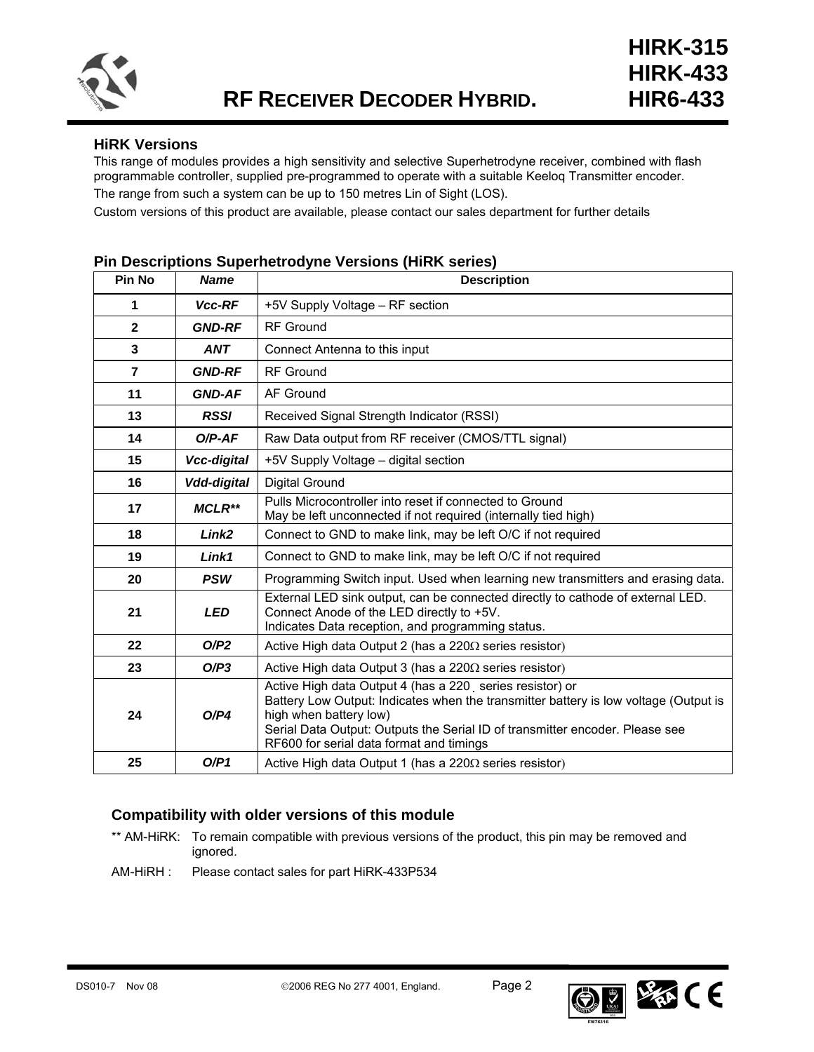## HiRK Versions

This range of modules provides a high sensitivity and selective Superhetrodyne receiver, combined with flash programmable controller, supplied pre-programmed to operate with a suitable Keeloq Transmitter encoder.

The range from such a system can be up to 150 metres Lin of Sight (LOS).

Custom versions of this product are available, please contact our sales department for further details

## Pin Descriptions Superhetrodyne Versions (HiRK series)

| Pin No | Name | Description |
|---|---|---|
| **1** | ***Vcc-RF*** | +5V Supply Voltage – RF section |
| **2** | ***GND-RF*** | RF Ground |
| **3** | ***ANT*** | Connect Antenna to this input |
| **7** | ***GND-RF*** | RF Ground |
| **11** | ***GND-AF*** | AF Ground |
| **13** | ***RSSI*** | Received Signal Strength Indicator (RSSI) |
| **14** | ***O/P-AF*** | Raw Data output from RF receiver (CMOS/TTL signal) |
| **15** | ***Vcc-digital*** | +5V Supply Voltage – digital section |
| **16** | ***Vdd-digital*** | Digital Ground |
| **17** | ***MCLR\*\**** | Pulls Microcontroller into reset if connected to Ground<br>May be left unconnected if not required (internally tied high) |
| **18** | ***Link2*** | Connect to GND to make link, may be left O/C if not required |
| **19** | ***Link1*** | Connect to GND to make link, may be left O/C if not required |
| **20** | ***PSW*** | Programming Switch input. Used when learning new transmitters and erasing data. |
| **21** | ***LED*** | External LED sink output, can be connected directly to cathode of external LED.<br>Connect Anode of the LED directly to +5V.<br>Indicates Data reception, and programming status. |
| **22** | ***O/P2*** | Active High data Output 2 (has a 220Ω series resistor) |
| **23** | ***O/P3*** | Active High data Output 3 (has a 220Ω series resistor) |
| **24** | ***O/P4*** | Active High data Output 4 (has a 220Ω series resistor) or<br>Battery Low Output: Indicates when the transmitter battery is low voltage (Output is high when battery low)<br>Serial Data Output: Outputs the Serial ID of transmitter encoder. Please see RF600 for serial data format and timings |
| **25** | ***O/P1*** | Active High data Output 1 (has a 220Ω series resistor) |

### Compatibility with older versions of this module

** AM-HiRK: To remain compatible with previous versions of the product, this pin may be removed and ignored.

AM-HiRH : Please contact sales for part HiRK-433P534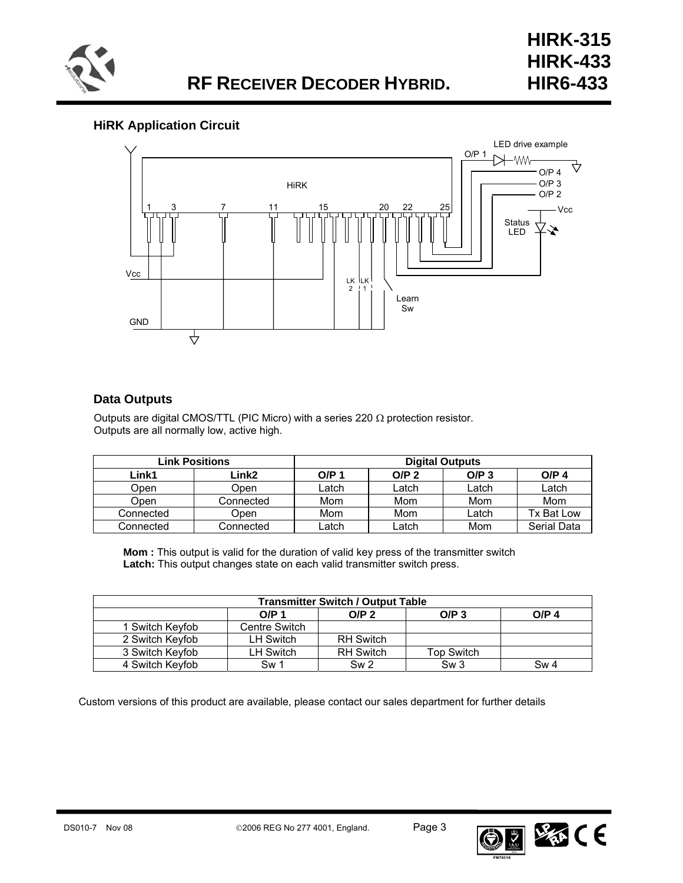## HiRK Application Circuit

## Data Outputs

Outputs are digital CMOS/TTL (PIC Micro) with a series 220 Ω protection resistor.
Outputs are all normally low, active high.

| Link Positions | | Digital Outputs | | | |
|---|---|---|---|---|---|
| **Link1** | **Link2** | **O/P 1** | **O/P 2** | **O/P 3** | **O/P 4** |
| Open | Open | Latch | Latch | Latch | Latch |
| Open | Connected | Mom | Mom | Mom | Mom |
| Connected | Open | Mom | Mom | Latch | Tx Bat Low |
| Connected | Connected | Latch | Latch | Mom | Serial Data |

**Mom :** This output is valid for the duration of valid key press of the transmitter switch
**Latch:** This output changes state on each valid transmitter switch press.

| Transmitter Switch / Output Table | | | | |
|---|---|---|---|---|
| | **O/P 1** | **O/P 2** | **O/P 3** | **O/P 4** |
| 1 Switch Keyfob | Centre Switch | | | |
| 2 Switch Keyfob | LH Switch | RH Switch | | |
| 3 Switch Keyfob | LH Switch | RH Switch | Top Switch | |
| 4 Switch Keyfob | Sw 1 | Sw 2 | Sw 3 | Sw 4 |

Custom versions of this product are available, please contact our sales department for further details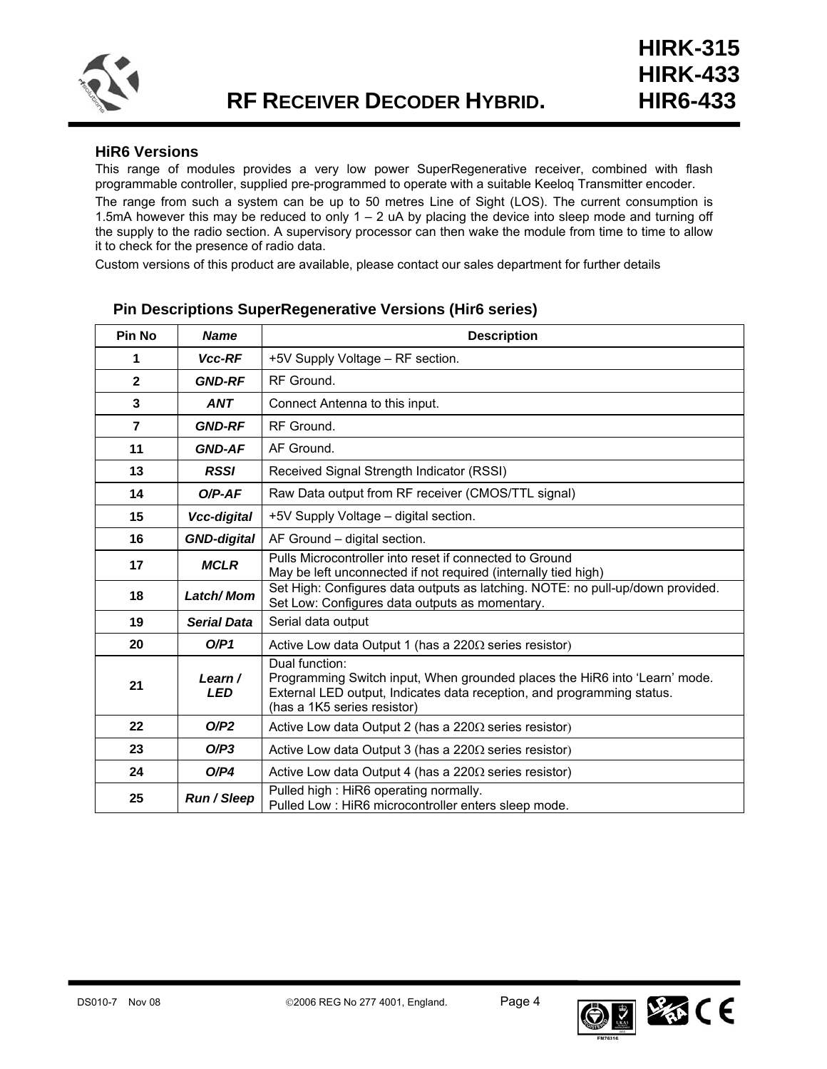## HiR6 Versions

This range of modules provides a very low power SuperRegenerative receiver, combined with flash programmable controller, supplied pre-programmed to operate with a suitable Keeloq Transmitter encoder.

The range from such a system can be up to 50 metres Line of Sight (LOS). The current consumption is 1.5mA however this may be reduced to only 1 – 2 uA by placing the device into sleep mode and turning off the supply to the radio section. A supervisory processor can then wake the module from time to time to allow it to check for the presence of radio data.

Custom versions of this product are available, please contact our sales department for further details

### Pin Descriptions SuperRegenerative Versions (Hir6 series)

| Pin No | Name | Description |
|---|---|---|
| 1 | *Vcc-RF* | +5V Supply Voltage – RF section. |
| 2 | *GND-RF* | RF Ground. |
| 3 | *ANT* | Connect Antenna to this input. |
| 7 | *GND-RF* | RF Ground. |
| 11 | *GND-AF* | AF Ground. |
| 13 | *RSSI* | Received Signal Strength Indicator (RSSI) |
| 14 | *O/P-AF* | Raw Data output from RF receiver (CMOS/TTL signal) |
| 15 | *Vcc-digital* | +5V Supply Voltage – digital section. |
| 16 | *GND-digital* | AF Ground – digital section. |
| 17 | *MCLR* | Pulls Microcontroller into reset if connected to Ground<br>May be left unconnected if not required (internally tied high) |
| 18 | *Latch/ Mom* | Set High: Configures data outputs as latching. NOTE: no pull-up/down provided.<br>Set Low: Configures data outputs as momentary. |
| 19 | *Serial Data* | Serial data output |
| 20 | *O/P1* | Active Low data Output 1 (has a 220Ω series resistor) |
| 21 | *Learn / LED* | Dual function:<br>Programming Switch input, When grounded places the HiR6 into 'Learn' mode.<br>External LED output, Indicates data reception, and programming status.<br>(has a 1K5 series resistor) |
| 22 | *O/P2* | Active Low data Output 2 (has a 220Ω series resistor) |
| 23 | *O/P3* | Active Low data Output 3 (has a 220Ω series resistor) |
| 24 | *O/P4* | Active Low data Output 4 (has a 220Ω series resistor) |
| 25 | *Run / Sleep* | Pulled high : HiR6 operating normally.<br>Pulled Low : HiR6 microcontroller enters sleep mode. |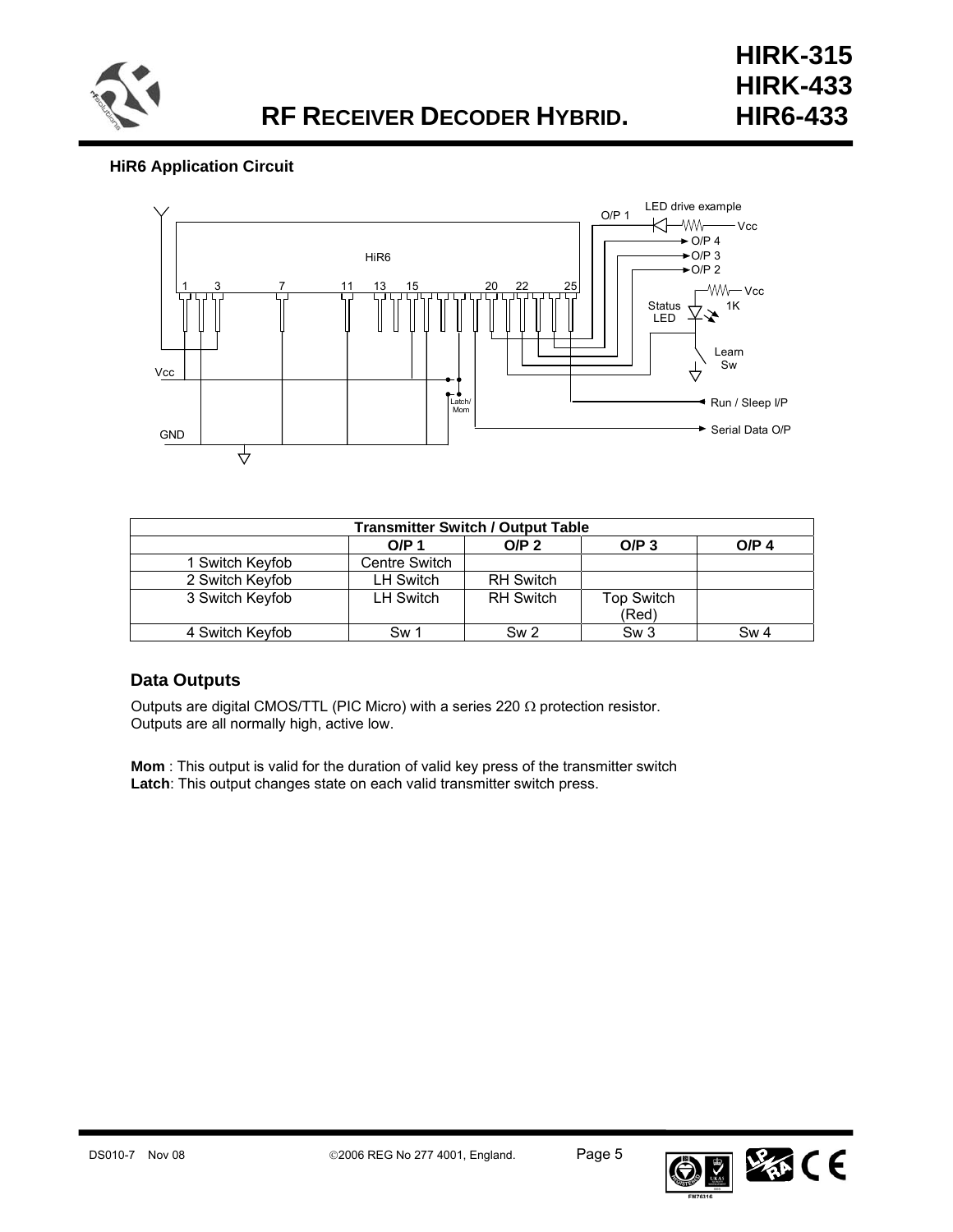### HiR6 Application Circuit

| Transmitter Switch / Output Table | | | | |
|---|---|---|---|---|
| | **O/P 1** | **O/P 2** | **O/P 3** | **O/P 4** |
| 1 Switch Keyfob | Centre Switch | | | |
| 2 Switch Keyfob | LH Switch | RH Switch | | |
| 3 Switch Keyfob | LH Switch | RH Switch | Top Switch (Red) | |
| 4 Switch Keyfob | Sw 1 | Sw 2 | Sw 3 | Sw 4 |

## Data Outputs

Outputs are digital CMOS/TTL (PIC Micro) with a series 220 Ω protection resistor.
Outputs are all normally high, active low.

**Mom** : This output is valid for the duration of valid key press of the transmitter switch
**Latch**: This output changes state on each valid transmitter switch press.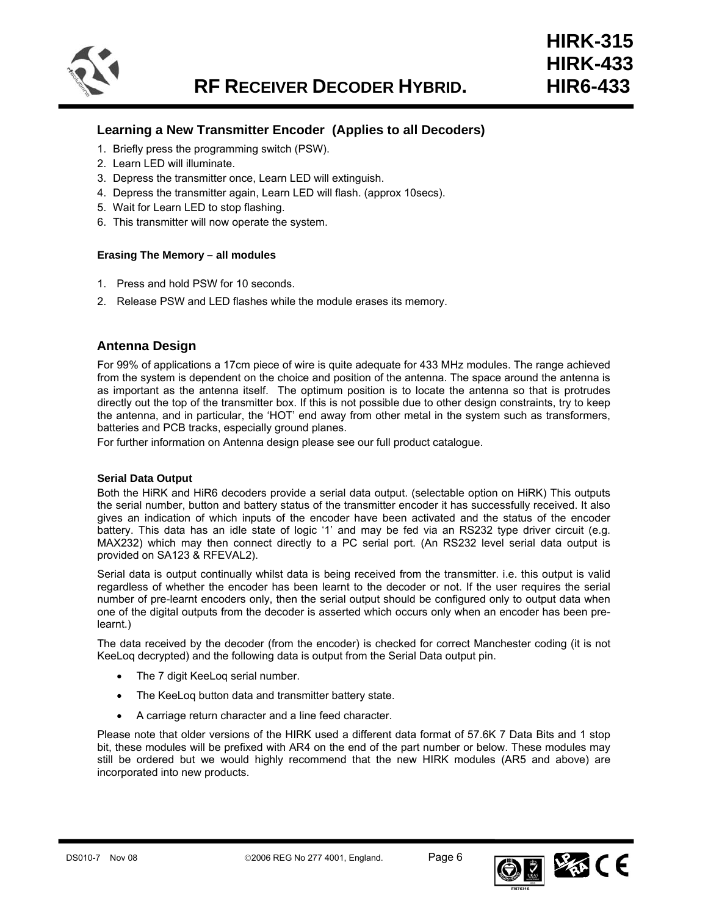## Learning a New Transmitter Encoder (Applies to all Decoders)

1. Briefly press the programming switch (PSW).
2. Learn LED will illuminate.
3. Depress the transmitter once, Learn LED will extinguish.
4. Depress the transmitter again, Learn LED will flash. (approx 10secs).
5. Wait for Learn LED to stop flashing.
6. This transmitter will now operate the system.

#### Erasing The Memory – all modules

1. Press and hold PSW for 10 seconds.
2. Release PSW and LED flashes while the module erases its memory.

## Antenna Design

For 99% of applications a 17cm piece of wire is quite adequate for 433 MHz modules. The range achieved from the system is dependent on the choice and position of the antenna. The space around the antenna is as important as the antenna itself. The optimum position is to locate the antenna so that is protrudes directly out the top of the transmitter box. If this is not possible due to other design constraints, try to keep the antenna, and in particular, the 'HOT' end away from other metal in the system such as transformers, batteries and PCB tracks, especially ground planes.

For further information on Antenna design please see our full product catalogue.

#### Serial Data Output

Both the HiRK and HiR6 decoders provide a serial data output. (selectable option on HiRK) This outputs the serial number, button and battery status of the transmitter encoder it has successfully received. It also gives an indication of which inputs of the encoder have been activated and the status of the encoder battery. This data has an idle state of logic '1' and may be fed via an RS232 type driver circuit (e.g. MAX232) which may then connect directly to a PC serial port. (An RS232 level serial data output is provided on SA123 & RFEVAL2).

Serial data is output continually whilst data is being received from the transmitter. i.e. this output is valid regardless of whether the encoder has been learnt to the decoder or not. If the user requires the serial number of pre-learnt encoders only, then the serial output should be configured only to output data when one of the digital outputs from the decoder is asserted which occurs only when an encoder has been pre-learnt.)

The data received by the decoder (from the encoder) is checked for correct Manchester coding (it is not KeeLoq decrypted) and the following data is output from the Serial Data output pin.

- The 7 digit KeeLoq serial number.
- The KeeLoq button data and transmitter battery state.
- A carriage return character and a line feed character.

Please note that older versions of the HIRK used a different data format of 57.6K 7 Data Bits and 1 stop bit, these modules will be prefixed with AR4 on the end of the part number or below. These modules may still be ordered but we would highly recommend that the new HIRK modules (AR5 and above) are incorporated into new products.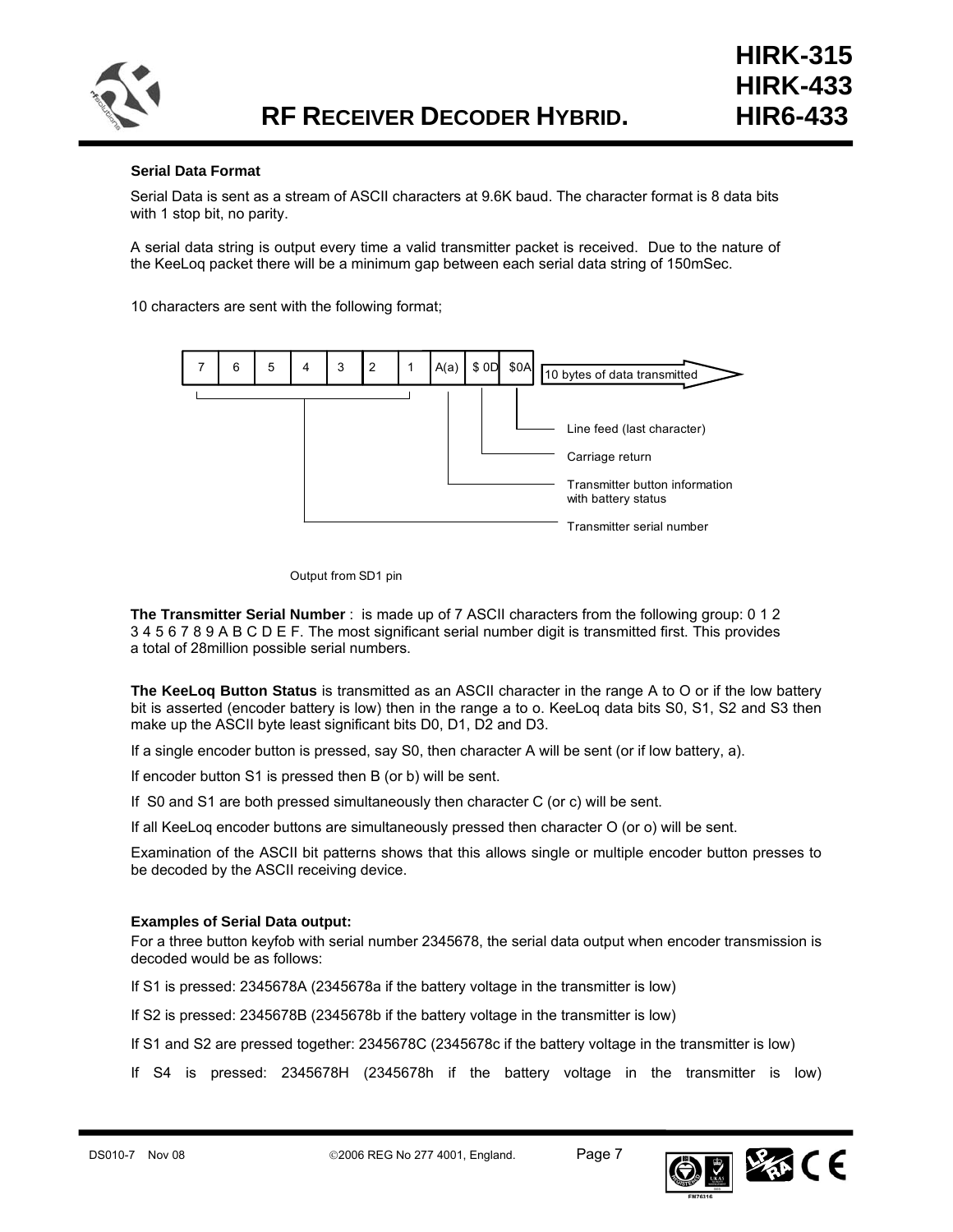### Serial Data Format

Serial Data is sent as a stream of ASCII characters at 9.6K baud. The character format is 8 data bits with 1 stop bit, no parity.

A serial data string is output every time a valid transmitter packet is received. Due to the nature of the KeeLoq packet there will be a minimum gap between each serial data string of 150mSec.

10 characters are sent with the following format;

| 7 | 6 | 5 | 4 | 3 | 2 | 1 | A(a) | $ 0D | $0A |
|---|---|---|---|---|---|---|---|---|---|

10 bytes of data transmitted

- 7 6 5 4 3 2 1: Transmitter serial number
- A(a): Transmitter button information with battery status
- $ 0D: Carriage return
- $0A: Line feed (last character)

Output from SD1 pin

**The Transmitter Serial Number** : is made up of 7 ASCII characters from the following group: 0 1 2 3 4 5 6 7 8 9 A B C D E F. The most significant serial number digit is transmitted first. This provides a total of 28million possible serial numbers.

**The KeeLoq Button Status** is transmitted as an ASCII character in the range A to O or if the low battery bit is asserted (encoder battery is low) then in the range a to o. KeeLoq data bits S0, S1, S2 and S3 then make up the ASCII byte least significant bits D0, D1, D2 and D3.

If a single encoder button is pressed, say S0, then character A will be sent (or if low battery, a).

If encoder button S1 is pressed then B (or b) will be sent.

If S0 and S1 are both pressed simultaneously then character C (or c) will be sent.

If all KeeLoq encoder buttons are simultaneously pressed then character O (or o) will be sent.

Examination of the ASCII bit patterns shows that this allows single or multiple encoder button presses to be decoded by the ASCII receiving device.

**Examples of Serial Data output:**

For a three button keyfob with serial number 2345678, the serial data output when encoder transmission is decoded would be as follows:

If S1 is pressed: 2345678A (2345678a if the battery voltage in the transmitter is low)

If S2 is pressed: 2345678B (2345678b if the battery voltage in the transmitter is low)

If S1 and S2 are pressed together: 2345678C (2345678c if the battery voltage in the transmitter is low)

If S4 is pressed: 2345678H (2345678h if the battery voltage in the transmitter is low)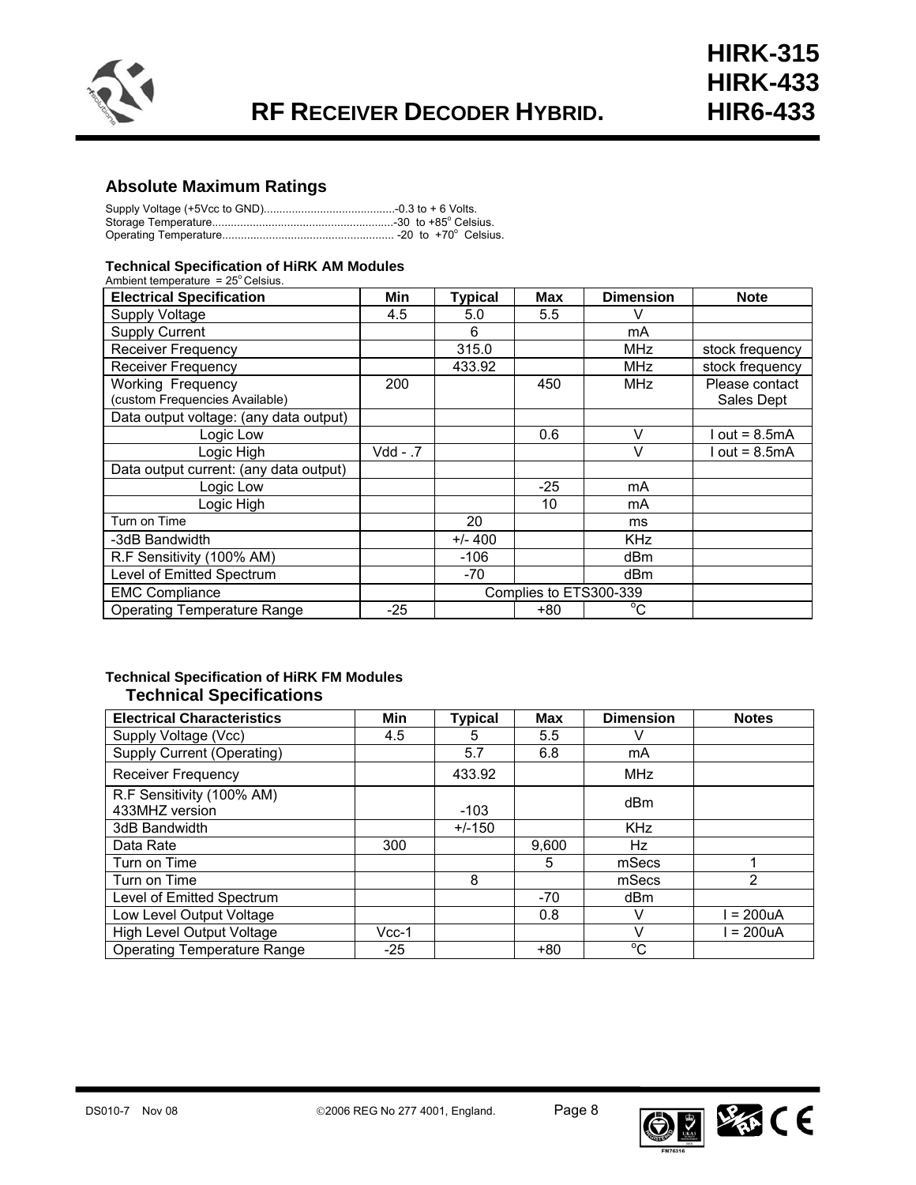# RF RECEIVER DECODER HYBRID.

HIRK-315
HIRK-433
HIR6-433

## Absolute Maximum Ratings

Supply Voltage (+5Vcc to GND)..........................................-0.3 to + 6 Volts.
Storage Temperature...........................................................-30 to +85° Celsius.
Operating Temperature....................................................... -20 to +70° Celsius.

### Technical Specification of HiRK AM Modules

Ambient temperature = 25° Celsius.

| Electrical Specification | Min | Typical | Max | Dimension | Note |
|---|---|---|---|---|---|
| Supply Voltage | 4.5 | 5.0 | 5.5 | V | |
| Supply Current | | 6 | | mA | |
| Receiver Frequency | | 315.0 | | MHz | stock frequency |
| Receiver Frequency | | 433.92 | | MHz | stock frequency |
| Working Frequency (custom Frequencies Available) | 200 | | 450 | MHz | Please contact Sales Dept |
| Data output voltage: (any data output) | | | | | |
| Logic Low | | | 0.6 | V | I out = 8.5mA |
| Logic High | Vdd - .7 | | | V | I out = 8.5mA |
| Data output current: (any data output) | | | | | |
| Logic Low | | | -25 | mA | |
| Logic High | | | 10 | mA | |
| Turn on Time | | 20 | | ms | |
| -3dB Bandwidth | | +/- 400 | | KHz | |
| R.F Sensitivity (100% AM) | | -106 | | dBm | |
| Level of Emitted Spectrum | | -70 | | dBm | |
| EMC Compliance | | Complies to ETS300-339 | | | |
| Operating Temperature Range | -25 | | +80 | °C | |

### Technical Specification of HiRK FM Modules

### Technical Specifications

| Electrical Characteristics | Min | Typical | Max | Dimension | Notes |
|---|---|---|---|---|---|
| Supply Voltage (Vcc) | 4.5 | 5 | 5.5 | V | |
| Supply Current (Operating) | | 5.7 | 6.8 | mA | |
| Receiver Frequency | | 433.92 | | MHz | |
| R.F Sensitivity (100% AM) 433MHZ version | | -103 | | dBm | |
| 3dB Bandwidth | | +/-150 | | KHz | |
| Data Rate | 300 | | 9,600 | Hz | |
| Turn on Time | | | 5 | mSecs | 1 |
| Turn on Time | | 8 | | mSecs | 2 |
| Level of Emitted Spectrum | | | -70 | dBm | |
| Low Level Output Voltage | | | 0.8 | V | I = 200uA |
| High Level Output Voltage | Vcc-1 | | | V | I = 200uA |
| Operating Temperature Range | -25 | | +80 | °C | |

DS010-7 Nov 08 ©2006 REG No 277 4001, England.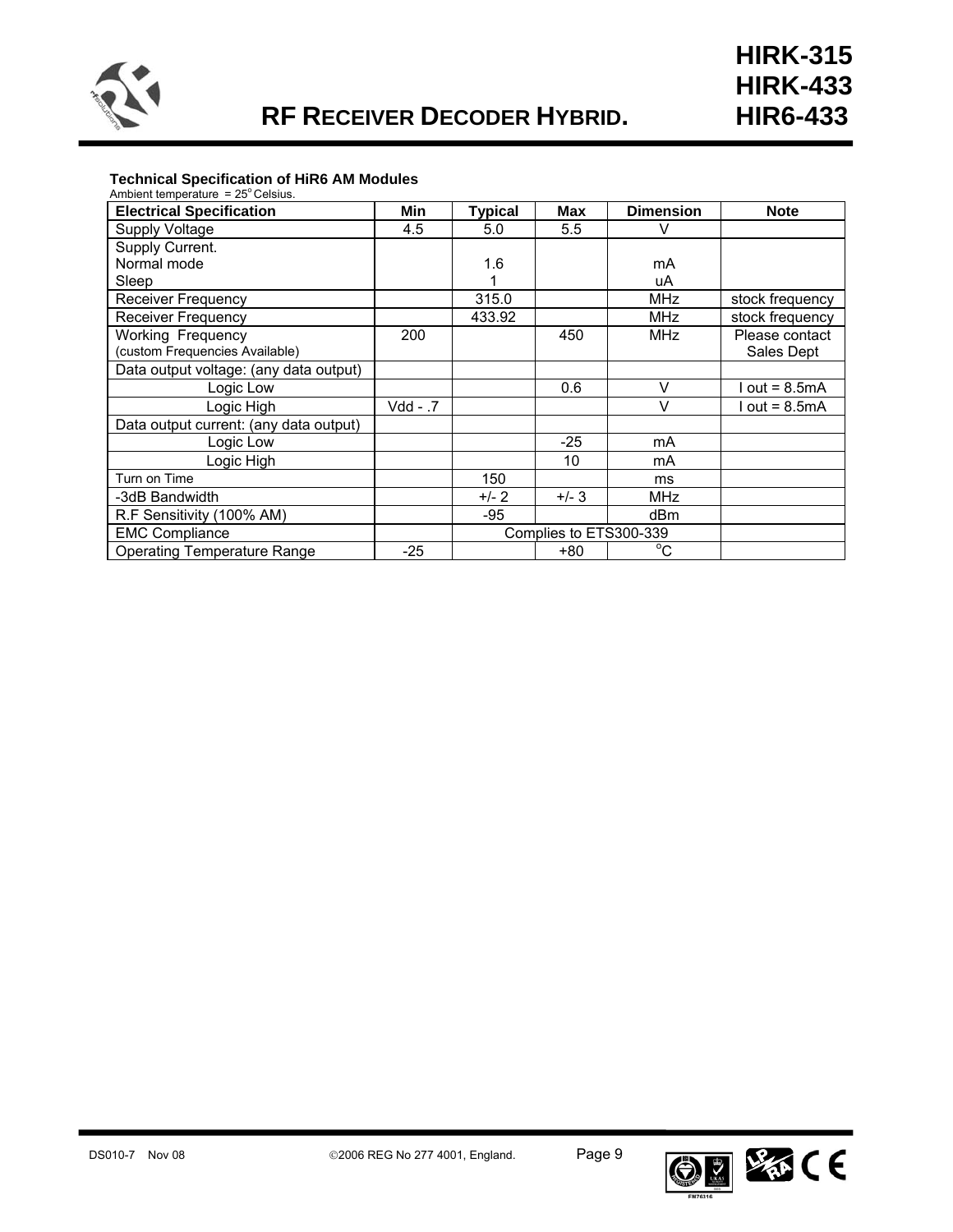## Technical Specification of HiR6 AM Modules

Ambient temperature = 25°Celsius.

| Electrical Specification | Min | Typical | Max | Dimension | Note |
|---|---|---|---|---|---|
| Supply Voltage | 4.5 | 5.0 | 5.5 | V | |
| Supply Current.<br>Normal mode<br>Sleep | | <br>1.6<br>1 | | <br>mA<br>uA | |
| Receiver Frequency | | 315.0 | | MHz | stock frequency |
| Receiver Frequency | | 433.92 | | MHz | stock frequency |
| Working Frequency<br>(custom Frequencies Available) | 200 | | 450 | MHz | Please contact Sales Dept |
| Data output voltage: (any data output) | | | | | |
| Logic Low | | | 0.6 | V | I out = 8.5mA |
| Logic High | Vdd - .7 | | | V | I out = 8.5mA |
| Data output current: (any data output) | | | | | |
| Logic Low | | | -25 | mA | |
| Logic High | | | 10 | mA | |
| Turn on Time | | 150 | | ms | |
| -3dB Bandwidth | | +/- 2 | +/- 3 | MHz | |
| R.F Sensitivity (100% AM) | | -95 | | dBm | |
| EMC Compliance | | Complies to ETS300-339 | | | |
| Operating Temperature Range | -25 | | +80 | °C | |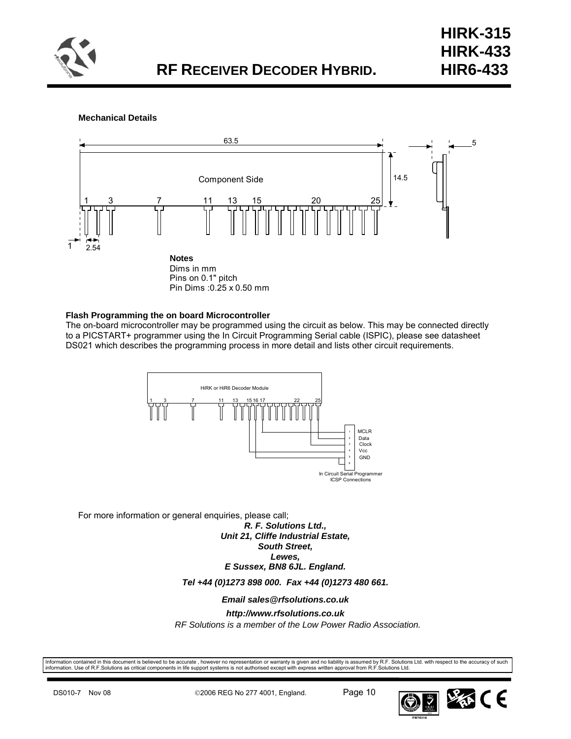## Mechanical Details

63.5

5

Component Side

14.5

1 3 7 11 13 15 20 25

1

2.54

**Notes**
Dims in mm
Pins on 0.1" pitch
Pin Dims :0.25 x 0.50 mm

**Flash Programming the on board Microcontroller**

The on-board microcontroller may be programmed using the circuit as below. This may be connected directly to a PICSTART+ programmer using the In Circuit Programming Serial cable (ISPIC), please see datasheet DS021 which describes the programming process in more detail and lists other circuit requirements.

HiRK or HiR6 Decoder Module

1 3 7 11 13 15 16 17 22 25

1 MCLR
2 Data
3 Clock
4 Vcc
5 GND
6

In Circuit Serial Programmer
ICSP Connections

For more information or general enquiries, please call;

***R. F. Solutions Ltd.,***
***Unit 21, Cliffe Industrial Estate,***
***South Street,***
***Lewes,***
***E Sussex, BN8 6JL. England.***

***Tel +44 (0)1273 898 000. Fax +44 (0)1273 480 661.***

***Email sales@rfsolutions.co.uk***

***http://www.rfsolutions.co.uk***

*RF Solutions is a member of the Low Power Radio Association.*

Information contained in this document is believed to be accurate , however no representation or warranty is given and no liability is assumed by R.F. Solutions Ltd. with respect to the accuracy of such information. Use of R.F.Solutions as critical components in life support systems is not authorised except with express written approval from R.F.Solutions Ltd.